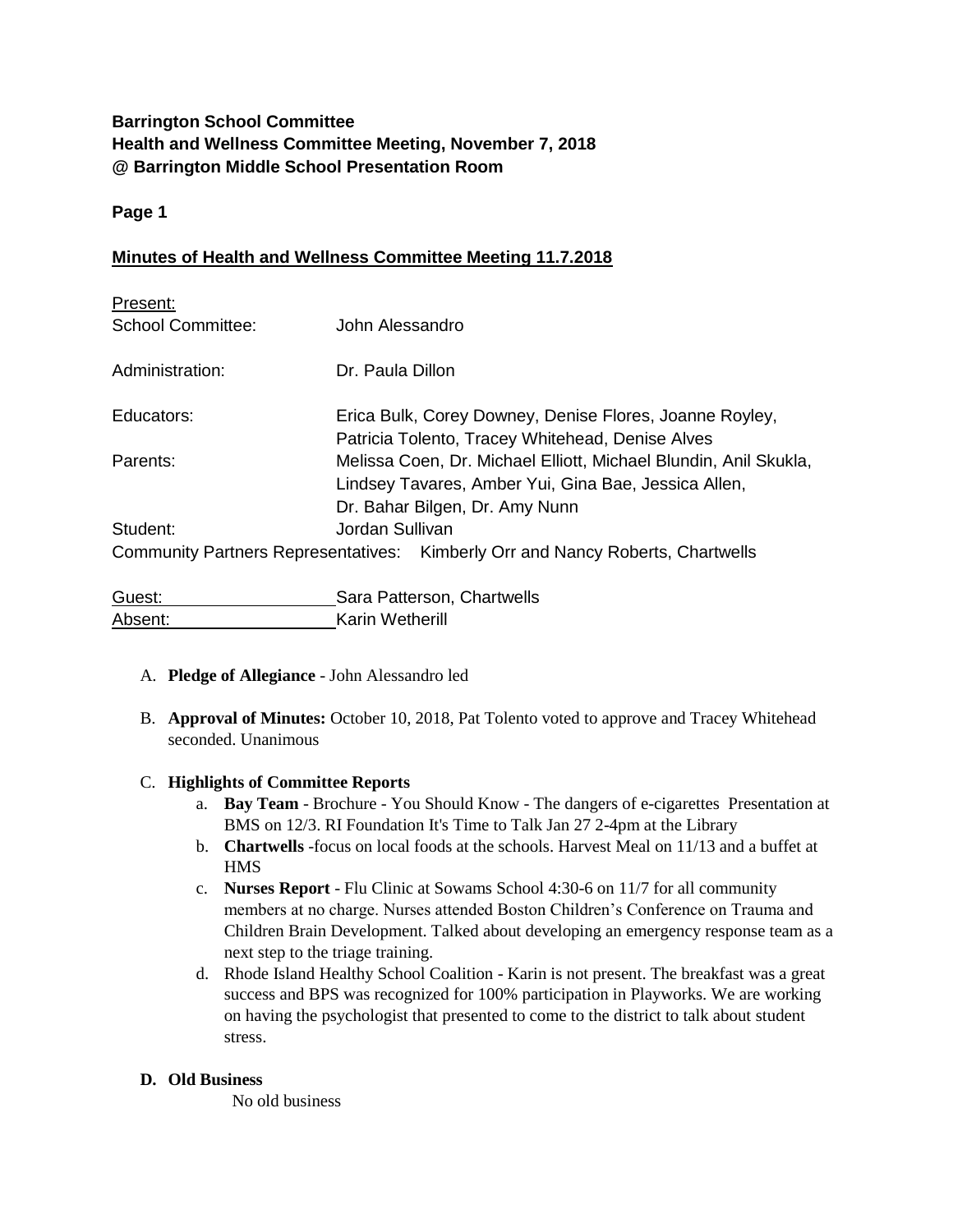**Barrington School Committee**
**Health and Wellness Committee Meeting, November 7, 2018**
**@ Barrington Middle School Presentation Room**

**Page 1**

**Minutes of Health and Wellness Committee Meeting 11.7.2018**

Present:

| | |
|---|---|
| School Committee: | John Alessandro |
| Administration: | Dr. Paula Dillon |
| Educators: | Erica Bulk, Corey Downey, Denise Flores, Joanne Royley, Patricia Tolento, Tracey Whitehead, Denise Alves |
| Parents: | Melissa Coen, Dr. Michael Elliott, Michael Blundin, Anil Skukla, Lindsey Tavares, Amber Yui, Gina Bae, Jessica Allen, Dr. Bahar Bilgen, Dr. Amy Nunn |
| Student: | Jordan Sullivan |

Community Partners Representatives: Kimberly Orr and Nancy Roberts, Chartwells

Guest: Sara Patterson, Chartwells
Absent: Karin Wetherill

A. **Pledge of Allegiance** - John Alessandro led

B. **Approval of Minutes:** October 10, 2018, Pat Tolento voted to approve and Tracey Whitehead seconded. Unanimous

C. **Highlights of Committee Reports**

   a. **Bay Team** - Brochure - You Should Know - The dangers of e-cigarettes Presentation at BMS on 12/3. RI Foundation It's Time to Talk Jan 27 2-4pm at the Library

   b. **Chartwells** -focus on local foods at the schools. Harvest Meal on 11/13 and a buffet at HMS

   c. **Nurses Report** - Flu Clinic at Sowams School 4:30-6 on 11/7 for all community members at no charge. Nurses attended Boston Children's Conference on Trauma and Children Brain Development. Talked about developing an emergency response team as a next step to the triage training.

   d. Rhode Island Healthy School Coalition - Karin is not present. The breakfast was a great success and BPS was recognized for 100% participation in Playworks. We are working on having the psychologist that presented to come to the district to talk about student stress.

**D. Old Business**

No old business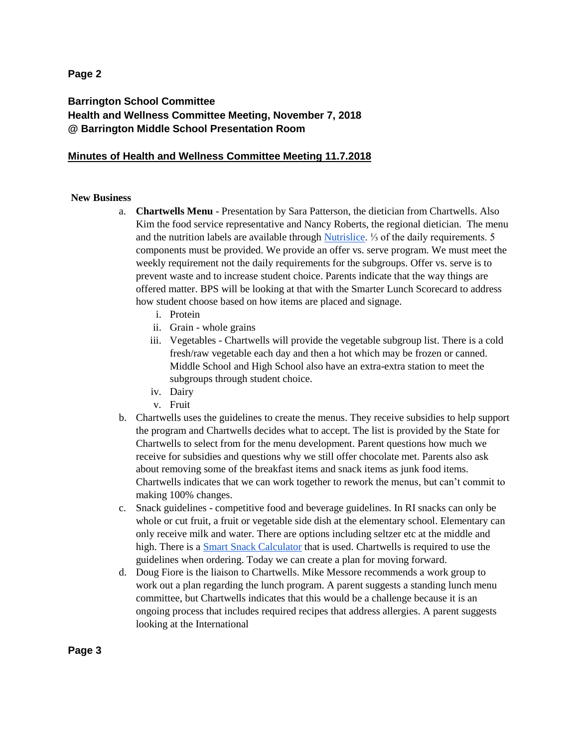**Barrington School Committee**
**Health and Wellness Committee Meeting, November 7, 2018**
**@ Barrington Middle School Presentation Room**

**Minutes of Health and Wellness Committee Meeting 11.7.2018**

**New Business**

a. **Chartwells Menu** - Presentation by Sara Patterson, the dietician from Chartwells. Also Kim the food service representative and Nancy Roberts, the regional dietician. The menu and the nutrition labels are available through Nutrislice. ⅓ of the daily requirements. 5 components must be provided. We provide an offer vs. serve program. We must meet the weekly requirement not the daily requirements for the subgroups. Offer vs. serve is to prevent waste and to increase student choice. Parents indicate that the way things are offered matter. BPS will be looking at that with the Smarter Lunch Scorecard to address how student choose based on how items are placed and signage.
   i. Protein
   ii. Grain - whole grains
   iii. Vegetables - Chartwells will provide the vegetable subgroup list. There is a cold fresh/raw vegetable each day and then a hot which may be frozen or canned. Middle School and High School also have an extra-extra station to meet the subgroups through student choice.
   iv. Dairy
   v. Fruit

b. Chartwells uses the guidelines to create the menus. They receive subsidies to help support the program and Chartwells decides what to accept. The list is provided by the State for Chartwells to select from for the menu development. Parent questions how much we receive for subsidies and questions why we still offer chocolate met. Parents also ask about removing some of the breakfast items and snack items as junk food items. Chartwells indicates that we can work together to rework the menus, but can't commit to making 100% changes.

c. Snack guidelines - competitive food and beverage guidelines. In RI snacks can only be whole or cut fruit, a fruit or vegetable side dish at the elementary school. Elementary can only receive milk and water. There are options including seltzer etc at the middle and high. There is a Smart Snack Calculator that is used. Chartwells is required to use the guidelines when ordering. Today we can create a plan for moving forward.

d. Doug Fiore is the liaison to Chartwells. Mike Messore recommends a work group to work out a plan regarding the lunch program. A parent suggests a standing lunch menu committee, but Chartwells indicates that this would be a challenge because it is an ongoing process that includes required recipes that address allergies. A parent suggests looking at the International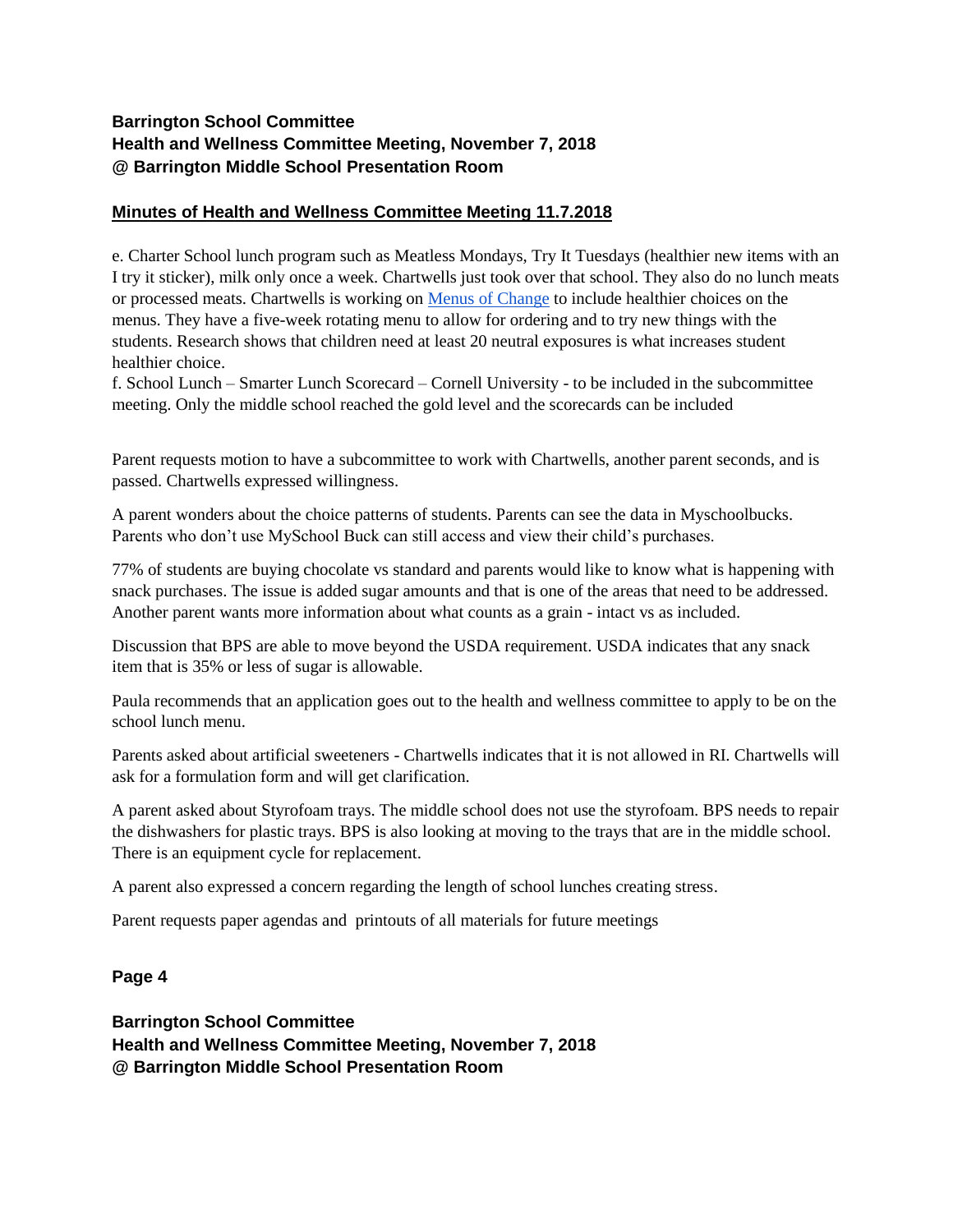**Barrington School Committee**
**Health and Wellness Committee Meeting, November 7, 2018**
**@ Barrington Middle School Presentation Room**

**Minutes of Health and Wellness Committee Meeting 11.7.2018**

e. Charter School lunch program such as Meatless Mondays, Try It Tuesdays (healthier new items with an I try it sticker), milk only once a week. Chartwells just took over that school. They also do no lunch meats or processed meats. Chartwells is working on Menus of Change to include healthier choices on the menus. They have a five-week rotating menu to allow for ordering and to try new things with the students. Research shows that children need at least 20 neutral exposures is what increases student healthier choice.

f. School Lunch – Smarter Lunch Scorecard – Cornell University - to be included in the subcommittee meeting. Only the middle school reached the gold level and the scorecards can be included

Parent requests motion to have a subcommittee to work with Chartwells, another parent seconds, and is passed. Chartwells expressed willingness.

A parent wonders about the choice patterns of students. Parents can see the data in Myschoolbucks. Parents who don't use MySchool Buck can still access and view their child's purchases.

77% of students are buying chocolate vs standard and parents would like to know what is happening with snack purchases. The issue is added sugar amounts and that is one of the areas that need to be addressed. Another parent wants more information about what counts as a grain - intact vs as included.

Discussion that BPS are able to move beyond the USDA requirement. USDA indicates that any snack item that is 35% or less of sugar is allowable.

Paula recommends that an application goes out to the health and wellness committee to apply to be on the school lunch menu.

Parents asked about artificial sweeteners - Chartwells indicates that it is not allowed in RI. Chartwells will ask for a formulation form and will get clarification.

A parent asked about Styrofoam trays. The middle school does not use the styrofoam. BPS needs to repair the dishwashers for plastic trays. BPS is also looking at moving to the trays that are in the middle school. There is an equipment cycle for replacement.

A parent also expressed a concern regarding the length of school lunches creating stress.

Parent requests paper agendas and printouts of all materials for future meetings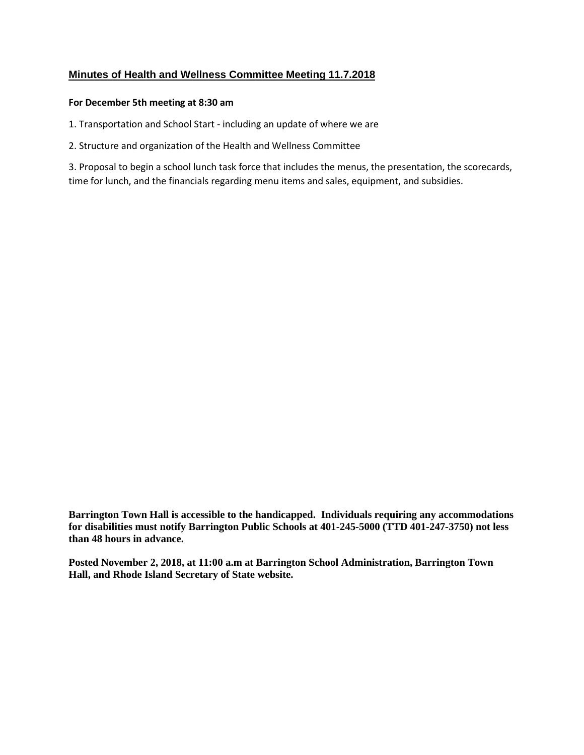## Minutes of Health and Wellness Committee Meeting 11.7.2018

**For December 5th meeting at 8:30 am**

1. Transportation and School Start - including an update of where we are

2. Structure and organization of the Health and Wellness Committee

3. Proposal to begin a school lunch task force that includes the menus, the presentation, the scorecards, time for lunch, and the financials regarding menu items and sales, equipment, and subsidies.

**Barrington Town Hall is accessible to the handicapped. Individuals requiring any accommodations for disabilities must notify Barrington Public Schools at 401-245-5000 (TTD 401-247-3750) not less than 48 hours in advance.**

**Posted November 2, 2018, at 11:00 a.m at Barrington School Administration, Barrington Town Hall, and Rhode Island Secretary of State website.**